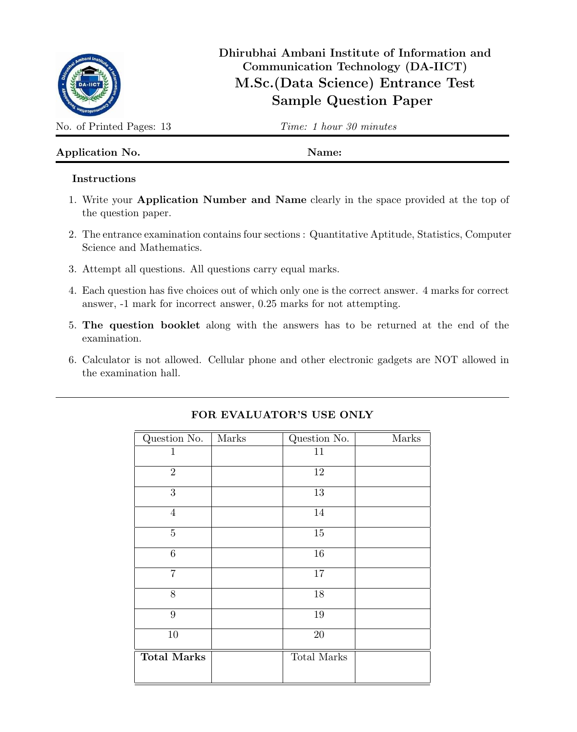# Dhirubhai Ambani Institute of Information and Communication Technology (DA-IICT)

## M.Sc.(Data Science) Entrance Test
## Sample Question Paper

No. of Printed Pages: 13 *Time: 1 hour 30 minutes*

---

**Application No.** **Name:**

---

**Instructions**

1. Write your **Application Number and Name** clearly in the space provided at the top of the question paper.

2. The entrance examination contains four sections : Quantitative Aptitude, Statistics, Computer Science and Mathematics.

3. Attempt all questions. All questions carry equal marks.

4. Each question has five choices out of which only one is the correct answer. 4 marks for correct answer, -1 mark for incorrect answer, 0.25 marks for not attempting.

5. **The question booklet** along with the answers has to be returned at the end of the examination.

6. Calculator is not allowed. Cellular phone and other electronic gadgets are NOT allowed in the examination hall.

---

**FOR EVALUATOR'S USE ONLY**

| Question No. | Marks | Question No. | Marks |
|---|---|---|---|
| 1 | | 11 | |
| 2 | | 12 | |
| 3 | | 13 | |
| 4 | | 14 | |
| 5 | | 15 | |
| 6 | | 16 | |
| 7 | | 17 | |
| 8 | | 18 | |
| 9 | | 19 | |
| 10 | | 20 | |
| **Total Marks** | | Total Marks | |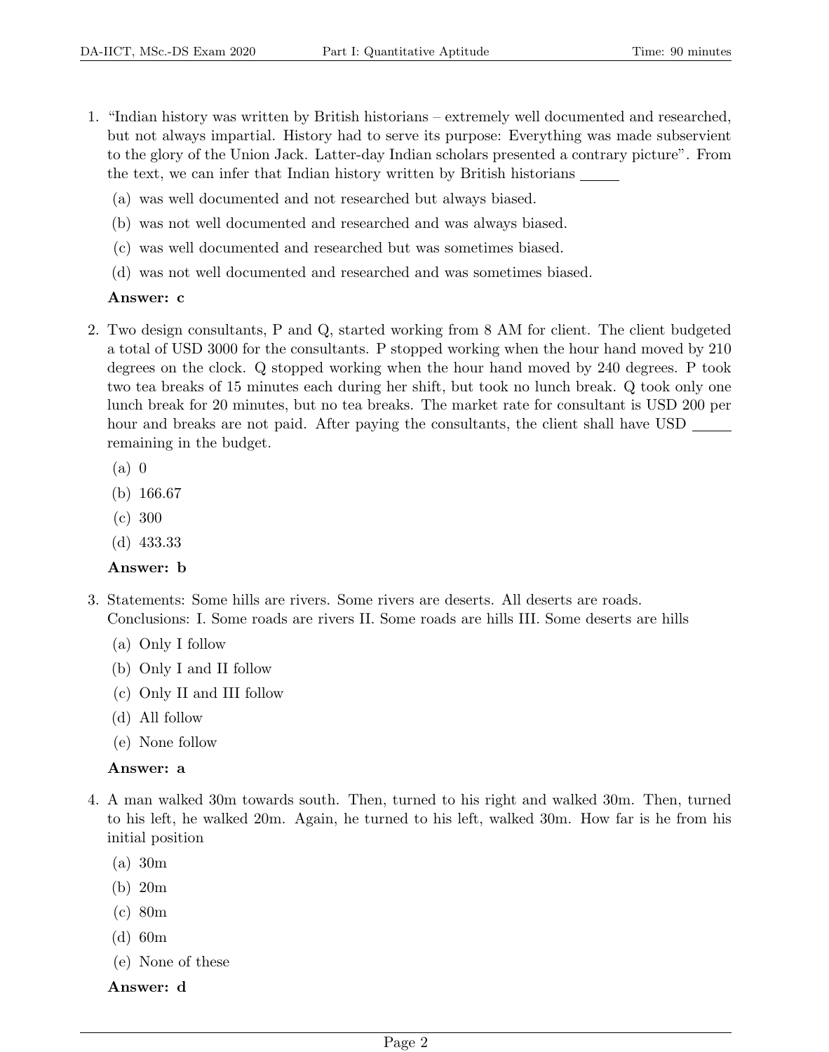1. "Indian history was written by British historians – extremely well documented and researched, but not always impartial. History had to serve its purpose: Everything was made subservient to the glory of the Union Jack. Latter-day Indian scholars presented a contrary picture". From the text, we can infer that Indian history written by British historians _____

   (a) was well documented and not researched but always biased.

   (b) was not well documented and researched and was always biased.

   (c) was well documented and researched but was sometimes biased.

   (d) was not well documented and researched and was sometimes biased.

   **Answer: c**

2. Two design consultants, P and Q, started working from 8 AM for client. The client budgeted a total of USD 3000 for the consultants. P stopped working when the hour hand moved by 210 degrees on the clock. Q stopped working when the hour hand moved by 240 degrees. P took two tea breaks of 15 minutes each during her shift, but took no lunch break. Q took only one lunch break for 20 minutes, but no tea breaks. The market rate for consultant is USD 200 per hour and breaks are not paid. After paying the consultants, the client shall have USD _____ remaining in the budget.

   (a) 0

   (b) 166.67

   (c) 300

   (d) 433.33

   **Answer: b**

3. Statements: Some hills are rivers. Some rivers are deserts. All deserts are roads.
   Conclusions: I. Some roads are rivers II. Some roads are hills III. Some deserts are hills

   (a) Only I follow

   (b) Only I and II follow

   (c) Only II and III follow

   (d) All follow

   (e) None follow

   **Answer: a**

4. A man walked 30m towards south. Then, turned to his right and walked 30m. Then, turned to his left, he walked 20m. Again, he turned to his left, walked 30m. How far is he from his initial position

   (a) 30m

   (b) 20m

   (c) 80m

   (d) 60m

   (e) None of these

   **Answer: d**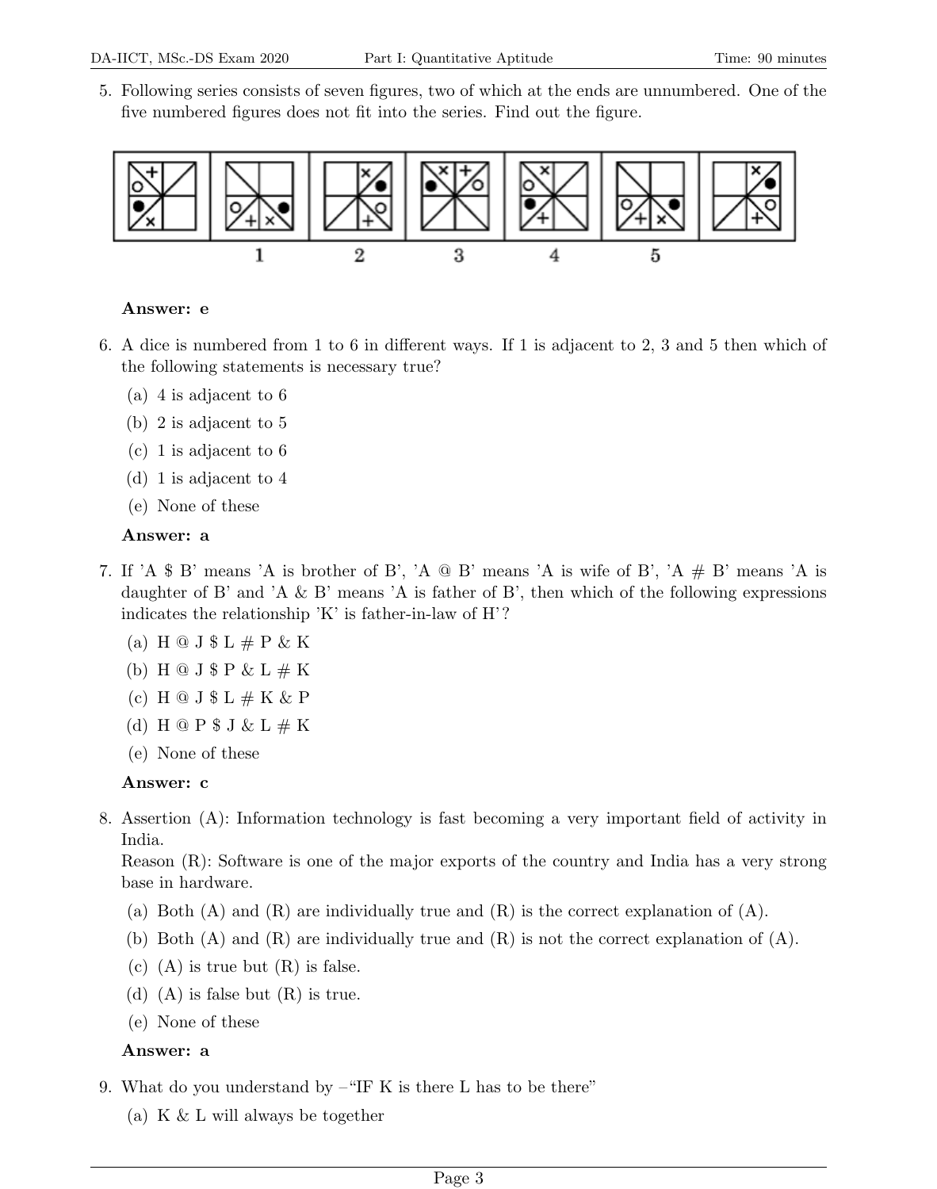5. Following series consists of seven figures, two of which at the ends are unnumbered. One of the five numbered figures does not fit into the series. Find out the figure.

   **Answer: e**

6. A dice is numbered from 1 to 6 in different ways. If 1 is adjacent to 2, 3 and 5 then which of the following statements is necessary true?
   (a) 4 is adjacent to 6
   (b) 2 is adjacent to 5
   (c) 1 is adjacent to 6
   (d) 1 is adjacent to 4
   (e) None of these

   **Answer: a**

7. If 'A $ B' means 'A is brother of B', 'A @ B' means 'A is wife of B', 'A # B' means 'A is daughter of B' and 'A & B' means 'A is father of B', then which of the following expressions indicates the relationship 'K' is father-in-law of H'?
   (a) H @ J $ L # P & K
   (b) H @ J $ P & L # K
   (c) H @ J $ L # K & P
   (d) H @ P $ J & L # K
   (e) None of these

   **Answer: c**

8. Assertion (A): Information technology is fast becoming a very important field of activity in India.
   Reason (R): Software is one of the major exports of the country and India has a very strong base in hardware.
   (a) Both (A) and (R) are individually true and (R) is the correct explanation of (A).
   (b) Both (A) and (R) are individually true and (R) is not the correct explanation of (A).
   (c) (A) is true but (R) is false.
   (d) (A) is false but (R) is true.
   (e) None of these

   **Answer: a**

9. What do you understand by –"IF K is there L has to be there"
   (a) K & L will always be together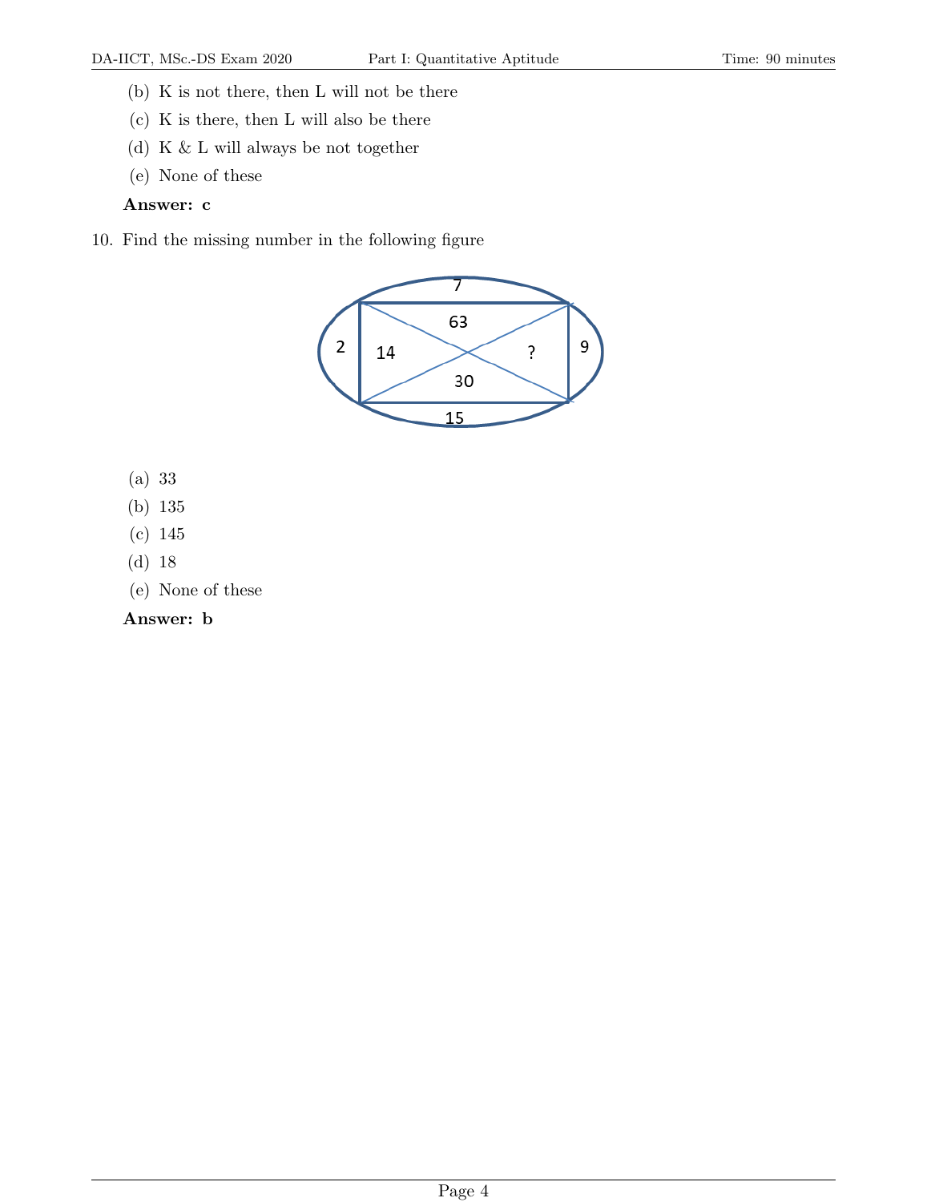(b) K is not there, then L will not be there

(c) K is there, then L will also be there

(d) K & L will always be not together

(e) None of these

**Answer: c**

10. Find the missing number in the following figure

|  | 7 |  |
|---|---|---|
|  | 63 |  |
| 2 | 14 ? | 9 |
|  | 30 |  |
|  | 15 |  |

(a) 33

(b) 135

(c) 145

(d) 18

(e) None of these

**Answer: b**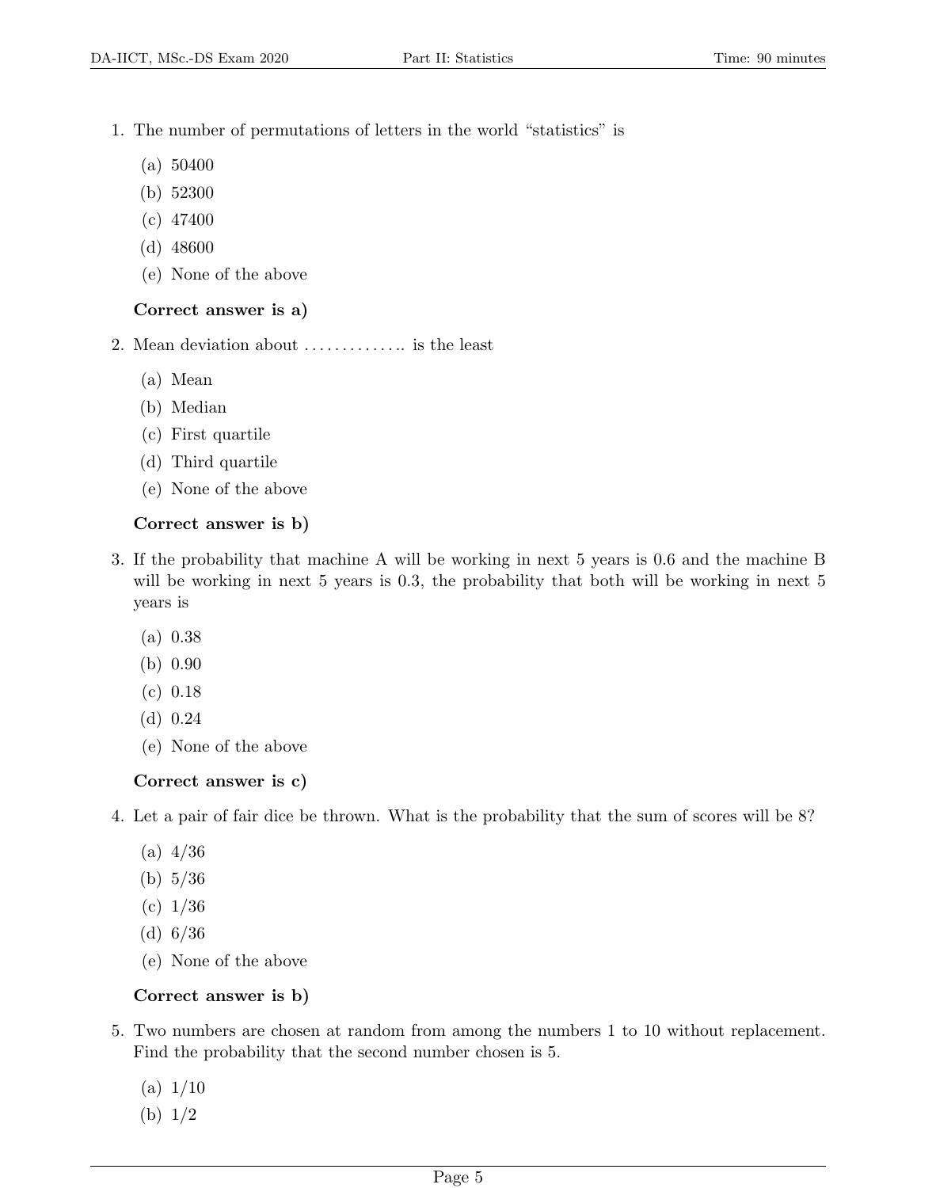1. The number of permutations of letters in the world "statistics" is

   (a) 50400
   (b) 52300
   (c) 47400
   (d) 48600
   (e) None of the above

   **Correct answer is a)**

2. Mean deviation about ………….. is the least

   (a) Mean
   (b) Median
   (c) First quartile
   (d) Third quartile
   (e) None of the above

   **Correct answer is b)**

3. If the probability that machine A will be working in next 5 years is 0.6 and the machine B will be working in next 5 years is 0.3, the probability that both will be working in next 5 years is

   (a) 0.38
   (b) 0.90
   (c) 0.18
   (d) 0.24
   (e) None of the above

   **Correct answer is c)**

4. Let a pair of fair dice be thrown. What is the probability that the sum of scores will be 8?

   (a) 4/36
   (b) 5/36
   (c) 1/36
   (d) 6/36
   (e) None of the above

   **Correct answer is b)**

5. Two numbers are chosen at random from among the numbers 1 to 10 without replacement. Find the probability that the second number chosen is 5.

   (a) 1/10
   (b) 1/2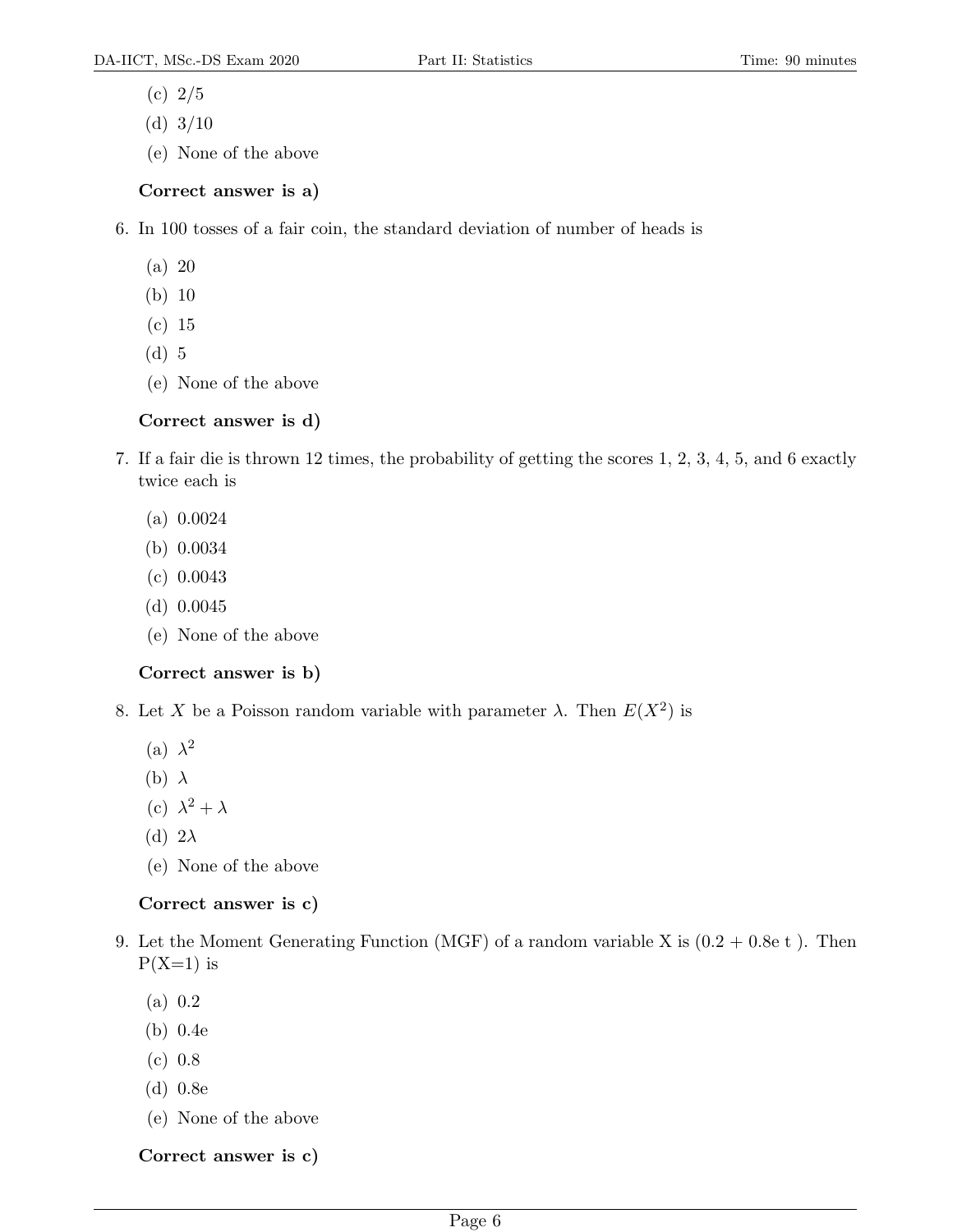(c) 2/5

(d) 3/10

(e) None of the above

**Correct answer is a)**

6. In 100 tosses of a fair coin, the standard deviation of number of heads is

(a) 20

(b) 10

(c) 15

(d) 5

(e) None of the above

**Correct answer is d)**

7. If a fair die is thrown 12 times, the probability of getting the scores 1, 2, 3, 4, 5, and 6 exactly twice each is

(a) 0.0024

(b) 0.0034

(c) 0.0043

(d) 0.0045

(e) None of the above

**Correct answer is b)**

8. Let $X$ be a Poisson random variable with parameter $\lambda$. Then $E(X^2)$ is

(a) $\lambda^2$

(b) $\lambda$

(c) $\lambda^2 + \lambda$

(d) $2\lambda$

(e) None of the above

**Correct answer is c)**

9. Let the Moment Generating Function (MGF) of a random variable X is (0.2 + 0.8e t ). Then P(X=1) is

(a) 0.2

(b) 0.4e

(c) 0.8

(d) 0.8e

(e) None of the above

**Correct answer is c)**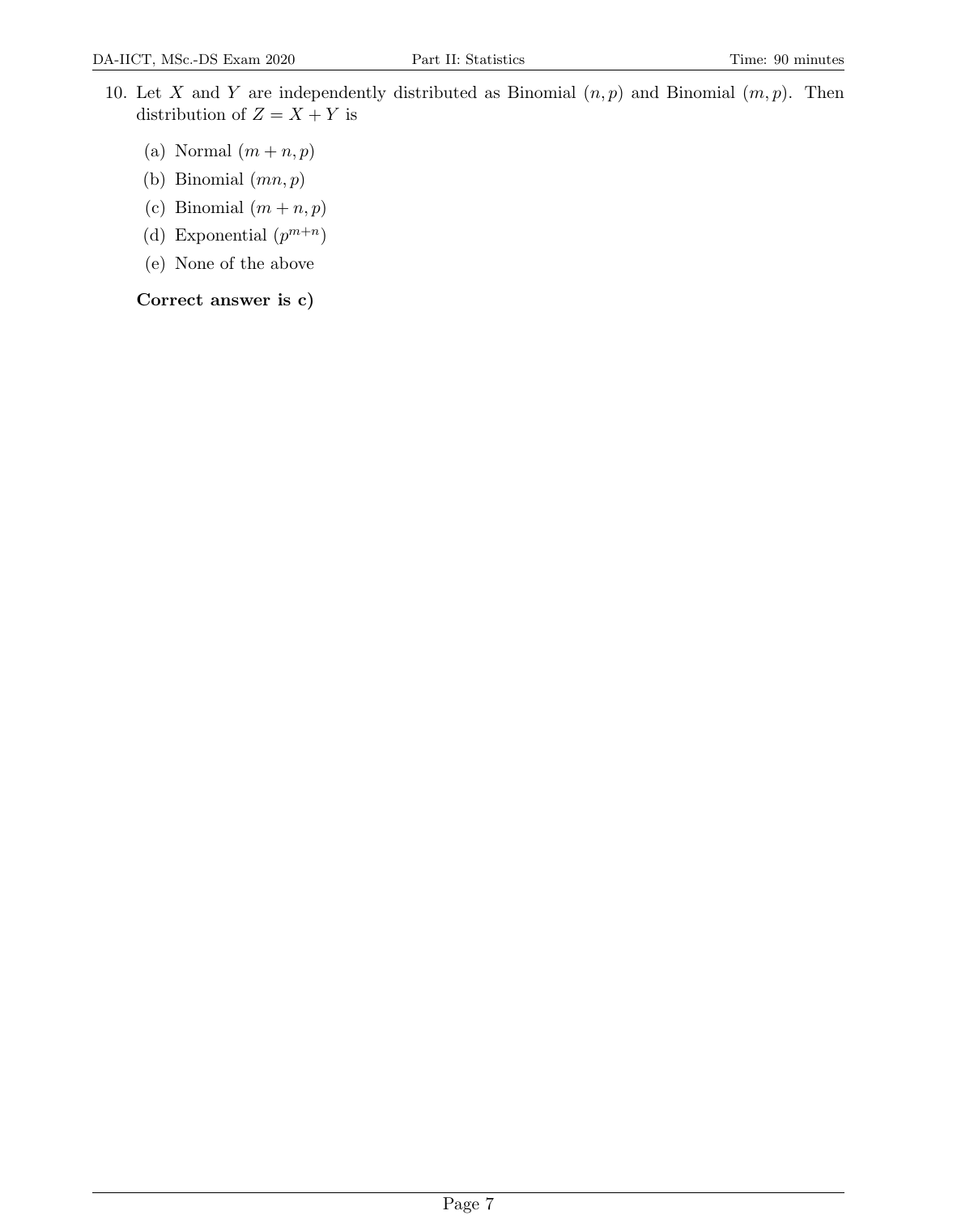10. Let $X$ and $Y$ are independently distributed as Binomial $(n, p)$ and Binomial $(m, p)$. Then distribution of $Z = X + Y$ is

   (a) Normal $(m + n, p)$
   
   (b) Binomial $(mn, p)$
   
   (c) Binomial $(m + n, p)$
   
   (d) Exponential $(p^{m+n})$
   
   (e) None of the above

   **Correct answer is c)**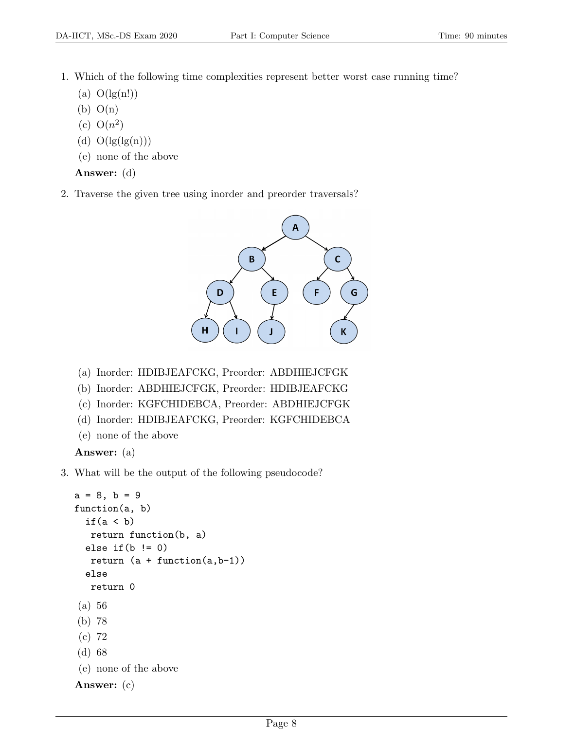1. Which of the following time complexities represent better worst case running time?
   (a) O(lg(n!))
   (b) O(n)
   (c) O($n^2$)
   (d) O(lg(lg(n)))
   (e) none of the above

   **Answer:** (d)

2. Traverse the given tree using inorder and preorder traversals?

   (a) Inorder: HDIBJEAFCKG, Preorder: ABDHIEJCFGK
   (b) Inorder: ABDHIEJCFGK, Preorder: HDIBJEAFCKG
   (c) Inorder: KGFCHIDEBCA, Preorder: ABDHIEJCFGK
   (d) Inorder: HDIBJEAFCKG, Preorder: KGFCHIDEBCA
   (e) none of the above

   **Answer:** (a)

3. What will be the output of the following pseudocode?

```
a = 8, b = 9
function(a, b)
  if(a < b)
   return function(b, a)
  else if(b != 0)
   return (a + function(a,b-1))
  else
   return 0
```

   (a) 56
   (b) 78
   (c) 72
   (d) 68
   (e) none of the above

   **Answer:** (c)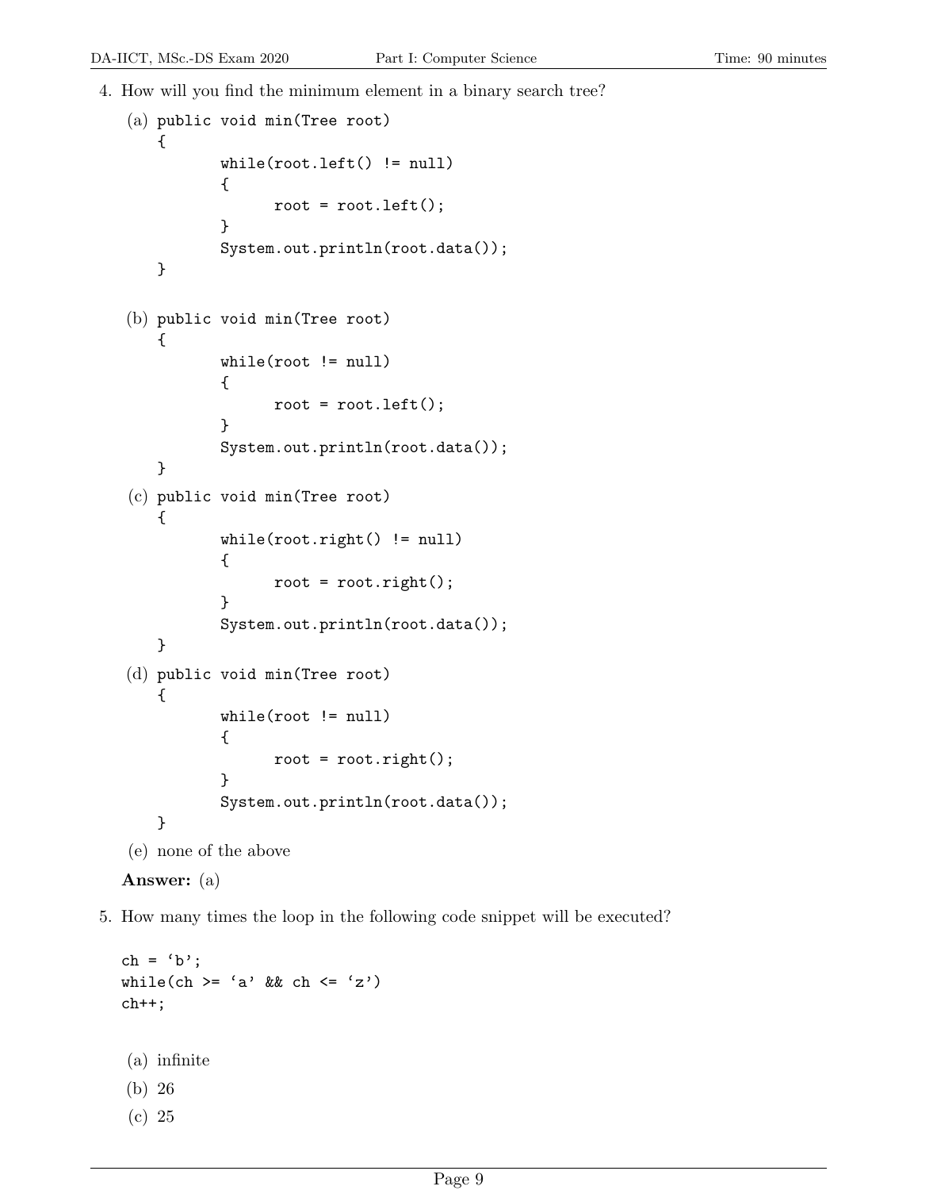4. How will you find the minimum element in a binary search tree?

   (a)
   ```
   public void min(Tree root)
   {
           while(root.left() != null)
           {
                 root = root.left();
           }
           System.out.println(root.data());
   }
   ```

   (b)
   ```
   public void min(Tree root)
   {
           while(root != null)
           {
                 root = root.left();
           }
           System.out.println(root.data());
   }
   ```

   (c)
   ```
   public void min(Tree root)
   {
           while(root.right() != null)
           {
                 root = root.right();
           }
           System.out.println(root.data());
   }
   ```

   (d)
   ```
   public void min(Tree root)
   {
           while(root != null)
           {
                 root = root.right();
           }
           System.out.println(root.data());
   }
   ```

   (e) none of the above

   **Answer:** (a)

5. How many times the loop in the following code snippet will be executed?

   ```
   ch = ‘b’;
   while(ch >= ‘a’ && ch <= ‘z’)
   ch++;
   ```

   (a) infinite

   (b) 26

   (c) 25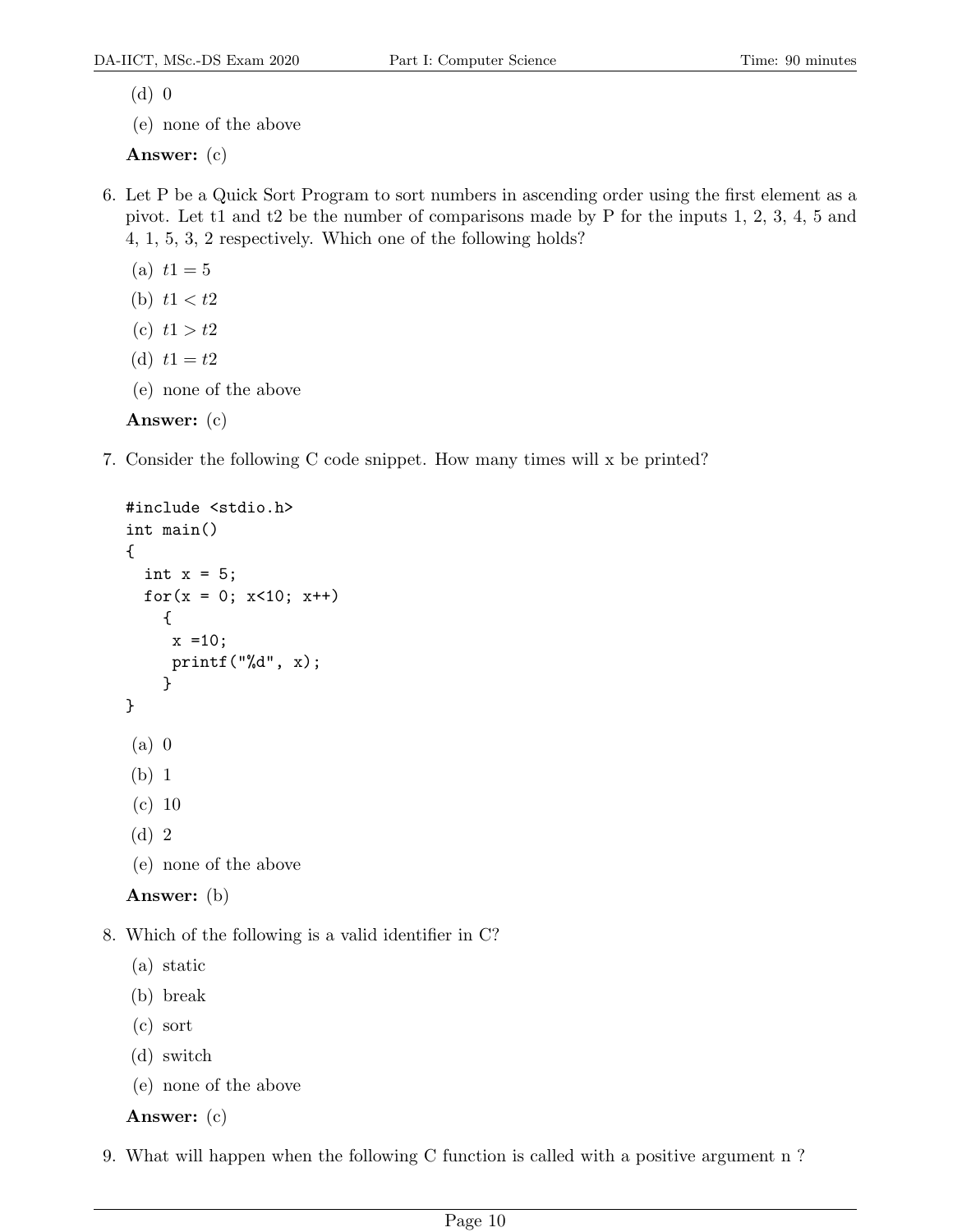(d) 0

(e) none of the above

**Answer:** (c)

6. Let P be a Quick Sort Program to sort numbers in ascending order using the first element as a pivot. Let t1 and t2 be the number of comparisons made by P for the inputs 1, 2, 3, 4, 5 and 4, 1, 5, 3, 2 respectively. Which one of the following holds?

   (a) $t1 = 5$

   (b) $t1 < t2$

   (c) $t1 > t2$

   (d) $t1 = t2$

   (e) none of the above

   **Answer:** (c)

7. Consider the following C code snippet. How many times will x be printed?

```
#include <stdio.h>
int main()
{
  int x = 5;
  for(x = 0; x<10; x++)
    {
     x =10;
     printf("%d", x);
    }
}
```

   (a) 0

   (b) 1

   (c) 10

   (d) 2

   (e) none of the above

   **Answer:** (b)

8. Which of the following is a valid identifier in C?

   (a) static

   (b) break

   (c) sort

   (d) switch

   (e) none of the above

   **Answer:** (c)

9. What will happen when the following C function is called with a positive argument n ?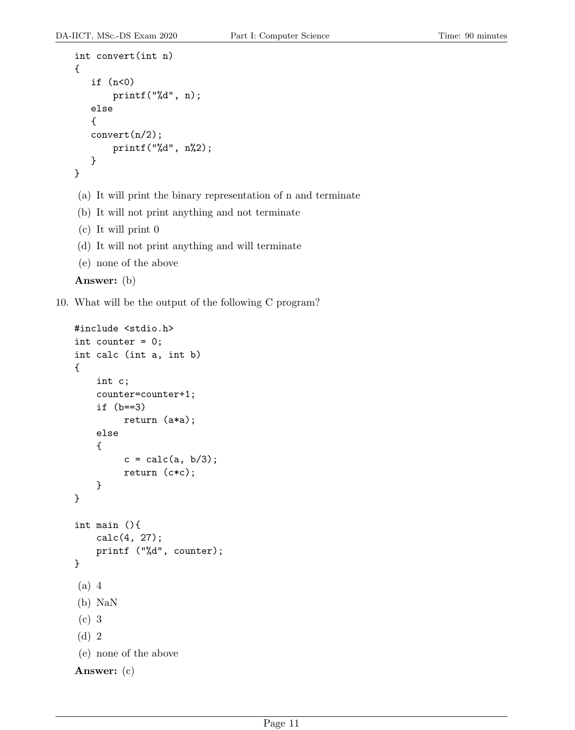```
int convert(int n)
{
   if (n<0)
       printf("%d", n);
   else
   {
   convert(n/2);
       printf("%d", n%2);
   }
}
```

(a) It will print the binary representation of n and terminate

(b) It will not print anything and not terminate

(c) It will print 0

(d) It will not print anything and will terminate

(e) none of the above

**Answer:** (b)

10. What will be the output of the following C program?

```
#include <stdio.h>
int counter = 0;
int calc (int a, int b)
{
    int c;
    counter=counter+1;
    if (b==3)
         return (a*a);
    else
    {
         c = calc(a, b/3);
         return (c*c);
    }
}

int main (){
    calc(4, 27);
    printf ("%d", counter);
}
```

(a) 4

(b) NaN

(c) 3

(d) 2

(e) none of the above

**Answer:** (c)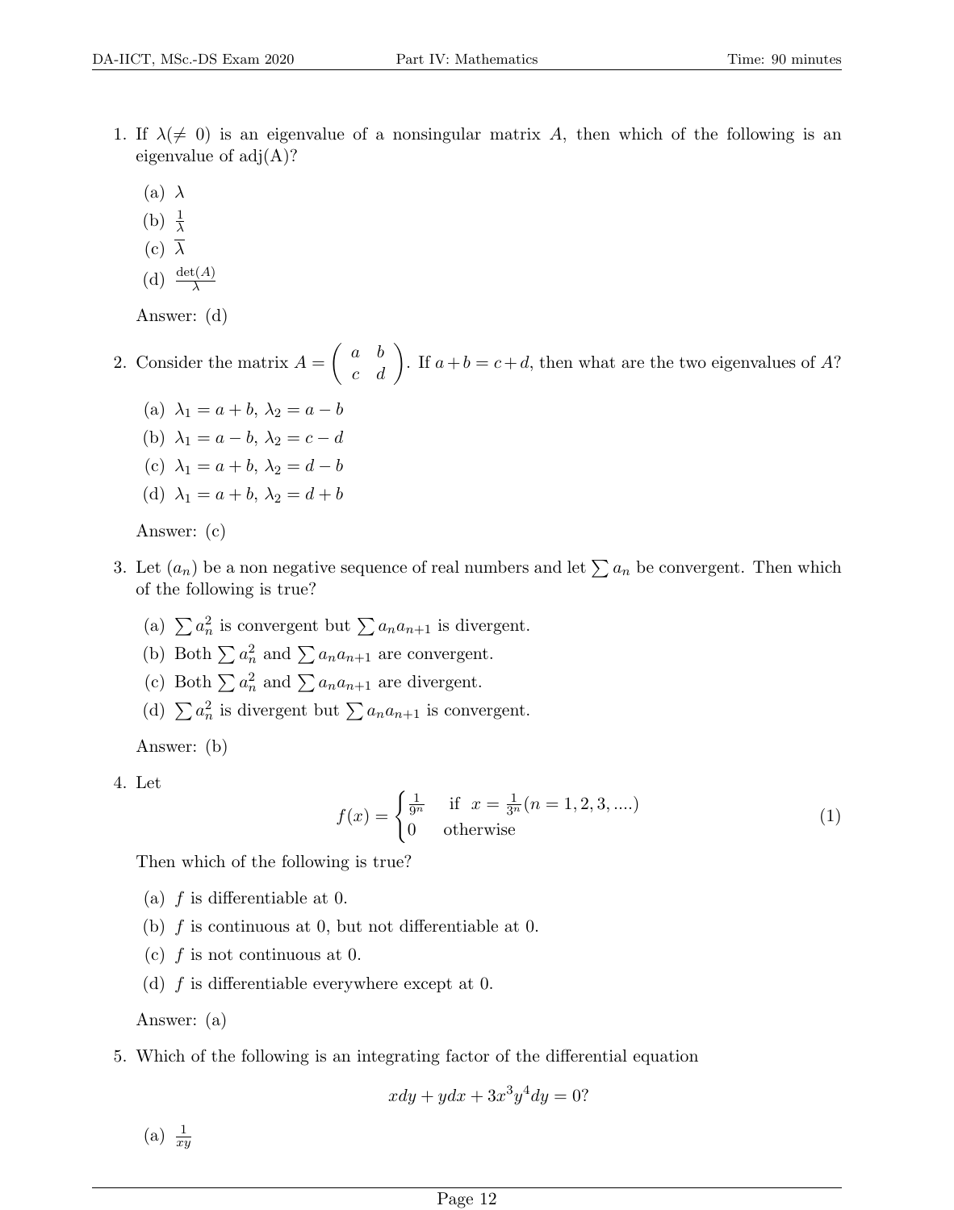1. If $\lambda(\neq 0)$ is an eigenvalue of a nonsingular matrix $A$, then which of the following is an eigenvalue of adj(A)?

   (a) $\lambda$

   (b) $\frac{1}{\lambda}$

   (c) $\overline{\lambda}$

   (d) $\frac{\det(A)}{\lambda}$

   Answer: (d)

2. Consider the matrix $A = \begin{pmatrix} a & b \\ c & d \end{pmatrix}$. If $a+b = c+d$, then what are the two eigenvalues of $A$?

   (a) $\lambda_1 = a+b$, $\lambda_2 = a-b$

   (b) $\lambda_1 = a-b$, $\lambda_2 = c-d$

   (c) $\lambda_1 = a+b$, $\lambda_2 = d-b$

   (d) $\lambda_1 = a+b$, $\lambda_2 = d+b$

   Answer: (c)

3. Let $(a_n)$ be a non negative sequence of real numbers and let $\sum a_n$ be convergent. Then which of the following is true?

   (a) $\sum a_n^2$ is convergent but $\sum a_n a_{n+1}$ is divergent.

   (b) Both $\sum a_n^2$ and $\sum a_n a_{n+1}$ are convergent.

   (c) Both $\sum a_n^2$ and $\sum a_n a_{n+1}$ are divergent.

   (d) $\sum a_n^2$ is divergent but $\sum a_n a_{n+1}$ is convergent.

   Answer: (b)

4. Let

$$f(x) = \begin{cases} \frac{1}{9^n} & \text{if } x = \frac{1}{3^n} (n = 1, 2, 3, ....) \\ 0 & \text{otherwise} \end{cases} \tag{1}$$

   Then which of the following is true?

   (a) $f$ is differentiable at 0.

   (b) $f$ is continuous at 0, but not differentiable at 0.

   (c) $f$ is not continuous at 0.

   (d) $f$ is differentiable everywhere except at 0.

   Answer: (a)

5. Which of the following is an integrating factor of the differential equation

$$xdy + ydx + 3x^3y^4dy = 0?$$

   (a) $\frac{1}{xy}$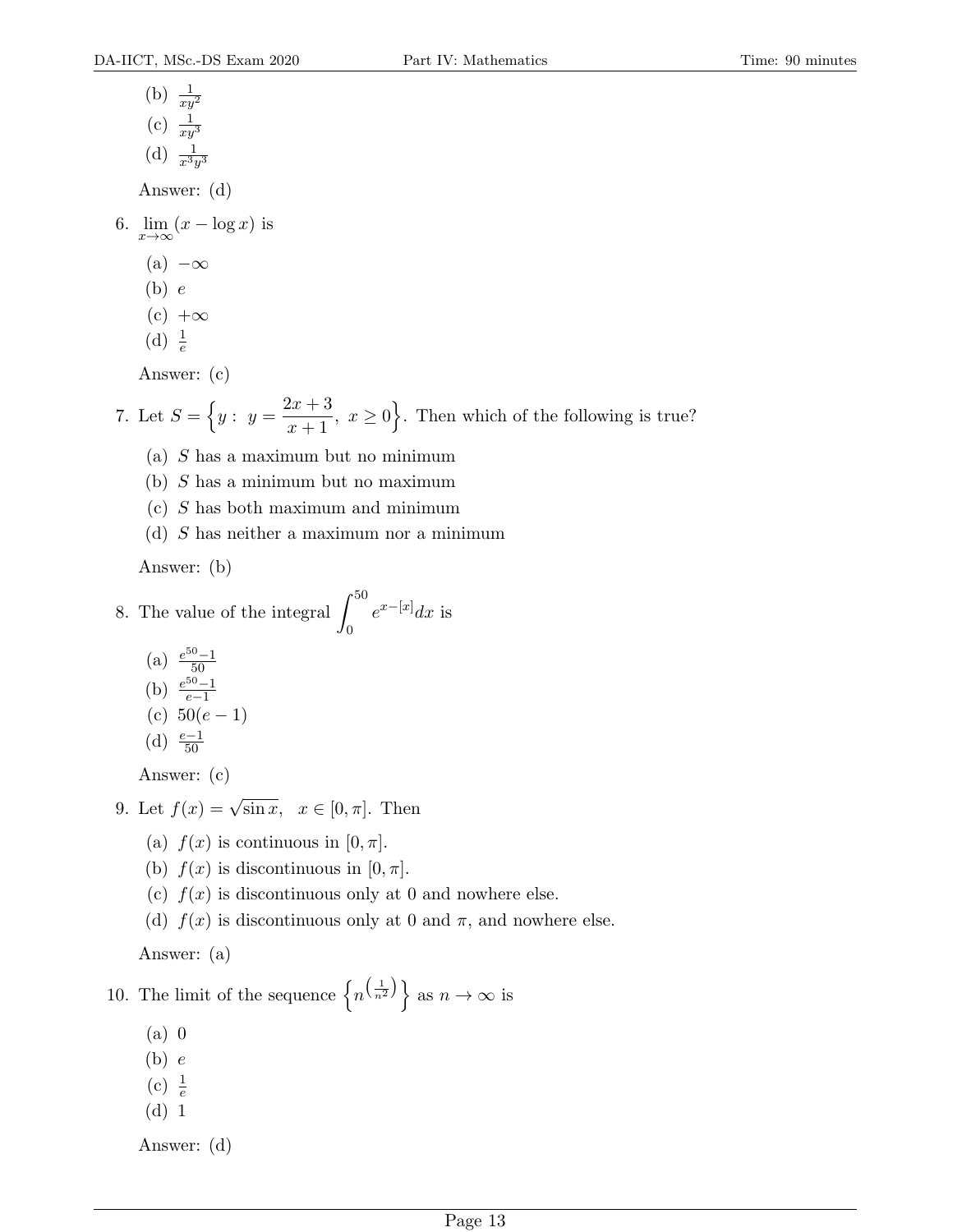(b) $\frac{1}{xy^2}$

(c) $\frac{1}{xy^3}$

(d) $\frac{1}{x^3y^3}$

Answer: (d)

6. $\lim\limits_{x\to\infty}(x - \log x)$ is

   (a) $-\infty$

   (b) $e$

   (c) $+\infty$

   (d) $\frac{1}{e}$

   Answer: (c)

7. Let $S = \left\{ y : \ y = \dfrac{2x+3}{x+1}, \ x \geq 0 \right\}$. Then which of the following is true?

   (a) $S$ has a maximum but no minimum

   (b) $S$ has a minimum but no maximum

   (c) $S$ has both maximum and minimum

   (d) $S$ has neither a maximum nor a minimum

   Answer: (b)

8. The value of the integral $\displaystyle\int_0^{50} e^{x-[x]}dx$ is

   (a) $\frac{e^{50}-1}{50}$

   (b) $\frac{e^{50}-1}{e-1}$

   (c) $50(e-1)$

   (d) $\frac{e-1}{50}$

   Answer: (c)

9. Let $f(x) = \sqrt{\sin x}, \quad x \in [0, \pi]$. Then

   (a) $f(x)$ is continuous in $[0, \pi]$.

   (b) $f(x)$ is discontinuous in $[0, \pi]$.

   (c) $f(x)$ is discontinuous only at 0 and nowhere else.

   (d) $f(x)$ is discontinuous only at 0 and $\pi$, and nowhere else.

   Answer: (a)

10. The limit of the sequence $\left\{ n^{\left(\frac{1}{n^2}\right)} \right\}$ as $n \to \infty$ is

    (a) 0

    (b) $e$

    (c) $\frac{1}{e}$

    (d) 1

    Answer: (d)